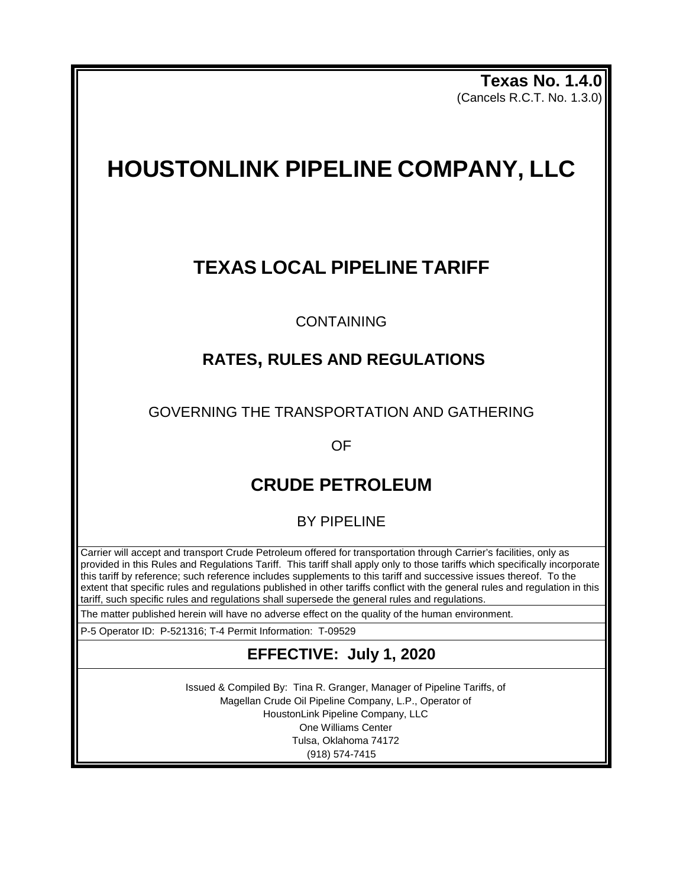**Texas No. 1.4.0**
(Cancels R.C.T. No. 1.3.0)

# HOUSTONLINK PIPELINE COMPANY, LLC

## TEXAS LOCAL PIPELINE TARIFF

CONTAINING

## RATES, RULES AND REGULATIONS

GOVERNING THE TRANSPORTATION AND GATHERING

OF

## CRUDE PETROLEUM

BY PIPELINE

Carrier will accept and transport Crude Petroleum offered for transportation through Carrier's facilities, only as provided in this Rules and Regulations Tariff. This tariff shall apply only to those tariffs which specifically incorporate this tariff by reference; such reference includes supplements to this tariff and successive issues thereof. To the extent that specific rules and regulations published in other tariffs conflict with the general rules and regulation in this tariff, such specific rules and regulations shall supersede the general rules and regulations.

The matter published herein will have no adverse effect on the quality of the human environment.

P-5 Operator ID: P-521316; T-4 Permit Information: T-09529

## EFFECTIVE: July 1, 2020

Issued & Compiled By: Tina R. Granger, Manager of Pipeline Tariffs, of
Magellan Crude Oil Pipeline Company, L.P., Operator of
HoustonLink Pipeline Company, LLC
One Williams Center
Tulsa, Oklahoma 74172
(918) 574-7415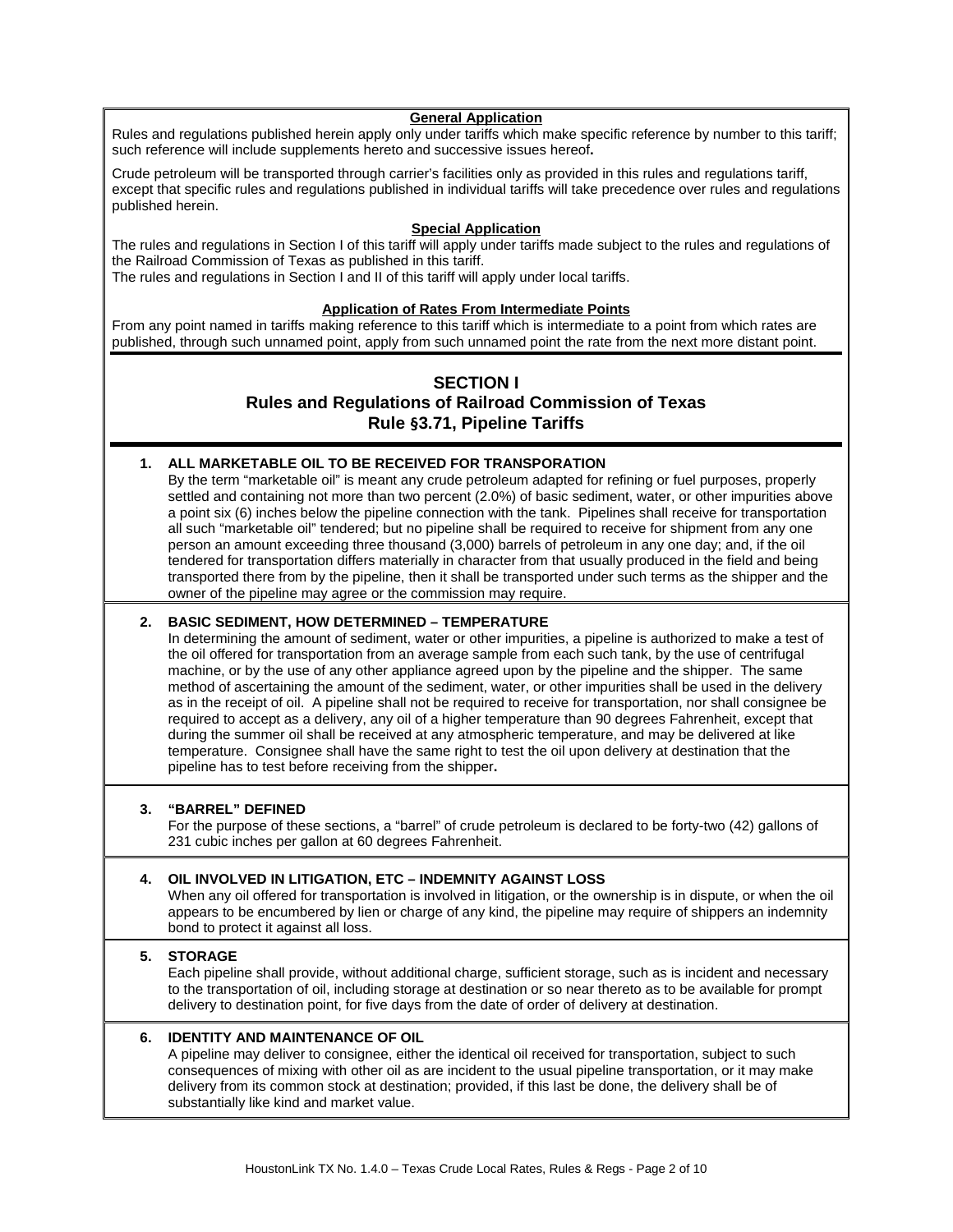**General Application**

Rules and regulations published herein apply only under tariffs which make specific reference by number to this tariff; such reference will include supplements hereto and successive issues hereof**.**

Crude petroleum will be transported through carrier's facilities only as provided in this rules and regulations tariff, except that specific rules and regulations published in individual tariffs will take precedence over rules and regulations published herein.

**Special Application**

The rules and regulations in Section I of this tariff will apply under tariffs made subject to the rules and regulations of the Railroad Commission of Texas as published in this tariff.
The rules and regulations in Section I and II of this tariff will apply under local tariffs.

**Application of Rates From Intermediate Points**

From any point named in tariffs making reference to this tariff which is intermediate to a point from which rates are published, through such unnamed point, apply from such unnamed point the rate from the next more distant point.

# SECTION I
## Rules and Regulations of Railroad Commission of Texas
## Rule §3.71, Pipeline Tariffs

**1. ALL MARKETABLE OIL TO BE RECEIVED FOR TRANSPORATION**

By the term "marketable oil" is meant any crude petroleum adapted for refining or fuel purposes, properly settled and containing not more than two percent (2.0%) of basic sediment, water, or other impurities above a point six (6) inches below the pipeline connection with the tank. Pipelines shall receive for transportation all such "marketable oil" tendered; but no pipeline shall be required to receive for shipment from any one person an amount exceeding three thousand (3,000) barrels of petroleum in any one day; and, if the oil tendered for transportation differs materially in character from that usually produced in the field and being transported there from by the pipeline, then it shall be transported under such terms as the shipper and the owner of the pipeline may agree or the commission may require.

**2. BASIC SEDIMENT, HOW DETERMINED – TEMPERATURE**

In determining the amount of sediment, water or other impurities, a pipeline is authorized to make a test of the oil offered for transportation from an average sample from each such tank, by the use of centrifugal machine, or by the use of any other appliance agreed upon by the pipeline and the shipper. The same method of ascertaining the amount of the sediment, water, or other impurities shall be used in the delivery as in the receipt of oil. A pipeline shall not be required to receive for transportation, nor shall consignee be required to accept as a delivery, any oil of a higher temperature than 90 degrees Fahrenheit, except that during the summer oil shall be received at any atmospheric temperature, and may be delivered at like temperature. Consignee shall have the same right to test the oil upon delivery at destination that the pipeline has to test before receiving from the shipper**.**

**3. "BARREL" DEFINED**

For the purpose of these sections, a "barrel" of crude petroleum is declared to be forty-two (42) gallons of 231 cubic inches per gallon at 60 degrees Fahrenheit.

**4. OIL INVOLVED IN LITIGATION, ETC – INDEMNITY AGAINST LOSS**

When any oil offered for transportation is involved in litigation, or the ownership is in dispute, or when the oil appears to be encumbered by lien or charge of any kind, the pipeline may require of shippers an indemnity bond to protect it against all loss.

**5. STORAGE**

Each pipeline shall provide, without additional charge, sufficient storage, such as is incident and necessary to the transportation of oil, including storage at destination or so near thereto as to be available for prompt delivery to destination point, for five days from the date of order of delivery at destination.

**6. IDENTITY AND MAINTENANCE OF OIL**

A pipeline may deliver to consignee, either the identical oil received for transportation, subject to such consequences of mixing with other oil as are incident to the usual pipeline transportation, or it may make delivery from its common stock at destination; provided, if this last be done, the delivery shall be of substantially like kind and market value.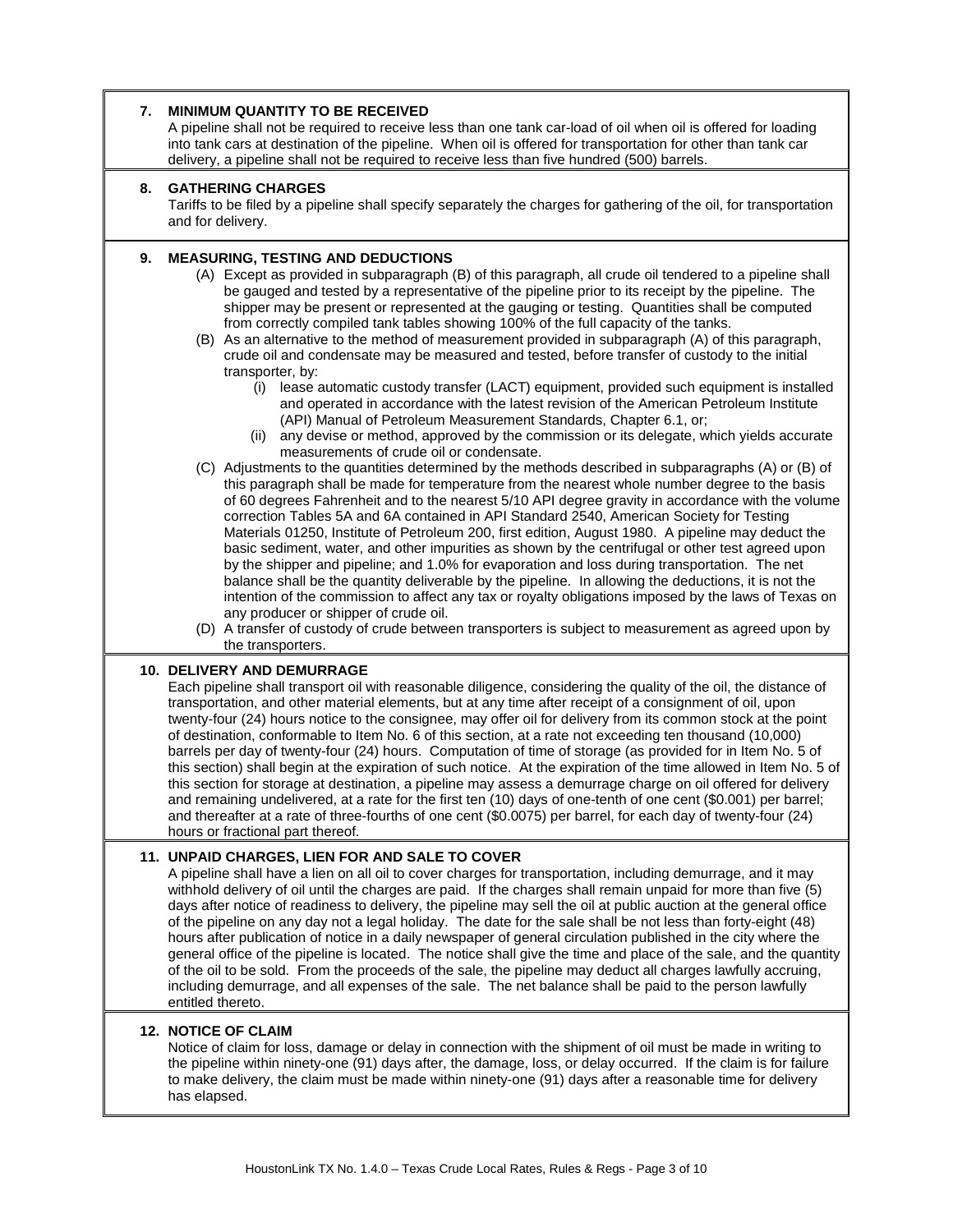## 7. MINIMUM QUANTITY TO BE RECEIVED

A pipeline shall not be required to receive less than one tank car-load of oil when oil is offered for loading into tank cars at destination of the pipeline. When oil is offered for transportation for other than tank car delivery, a pipeline shall not be required to receive less than five hundred (500) barrels.

## 8. GATHERING CHARGES

Tariffs to be filed by a pipeline shall specify separately the charges for gathering of the oil, for transportation and for delivery.

## 9. MEASURING, TESTING AND DEDUCTIONS

(A) Except as provided in subparagraph (B) of this paragraph, all crude oil tendered to a pipeline shall be gauged and tested by a representative of the pipeline prior to its receipt by the pipeline. The shipper may be present or represented at the gauging or testing. Quantities shall be computed from correctly compiled tank tables showing 100% of the full capacity of the tanks.

(B) As an alternative to the method of measurement provided in subparagraph (A) of this paragraph, crude oil and condensate may be measured and tested, before transfer of custody to the initial transporter, by:

- (i) lease automatic custody transfer (LACT) equipment, provided such equipment is installed and operated in accordance with the latest revision of the American Petroleum Institute (API) Manual of Petroleum Measurement Standards, Chapter 6.1, or;
- (ii) any devise or method, approved by the commission or its delegate, which yields accurate measurements of crude oil or condensate.

(C) Adjustments to the quantities determined by the methods described in subparagraphs (A) or (B) of this paragraph shall be made for temperature from the nearest whole number degree to the basis of 60 degrees Fahrenheit and to the nearest 5/10 API degree gravity in accordance with the volume correction Tables 5A and 6A contained in API Standard 2540, American Society for Testing Materials 01250, Institute of Petroleum 200, first edition, August 1980. A pipeline may deduct the basic sediment, water, and other impurities as shown by the centrifugal or other test agreed upon by the shipper and pipeline; and 1.0% for evaporation and loss during transportation. The net balance shall be the quantity deliverable by the pipeline. In allowing the deductions, it is not the intention of the commission to affect any tax or royalty obligations imposed by the laws of Texas on any producer or shipper of crude oil.

(D) A transfer of custody of crude between transporters is subject to measurement as agreed upon by the transporters.

## 10. DELIVERY AND DEMURRAGE

Each pipeline shall transport oil with reasonable diligence, considering the quality of the oil, the distance of transportation, and other material elements, but at any time after receipt of a consignment of oil, upon twenty-four (24) hours notice to the consignee, may offer oil for delivery from its common stock at the point of destination, conformable to Item No. 6 of this section, at a rate not exceeding ten thousand (10,000) barrels per day of twenty-four (24) hours. Computation of time of storage (as provided for in Item No. 5 of this section) shall begin at the expiration of such notice. At the expiration of the time allowed in Item No. 5 of this section for storage at destination, a pipeline may assess a demurrage charge on oil offered for delivery and remaining undelivered, at a rate for the first ten (10) days of one-tenth of one cent ($0.001) per barrel; and thereafter at a rate of three-fourths of one cent ($0.0075) per barrel, for each day of twenty-four (24) hours or fractional part thereof.

## 11. UNPAID CHARGES, LIEN FOR AND SALE TO COVER

A pipeline shall have a lien on all oil to cover charges for transportation, including demurrage, and it may withhold delivery of oil until the charges are paid. If the charges shall remain unpaid for more than five (5) days after notice of readiness to delivery, the pipeline may sell the oil at public auction at the general office of the pipeline on any day not a legal holiday. The date for the sale shall be not less than forty-eight (48) hours after publication of notice in a daily newspaper of general circulation published in the city where the general office of the pipeline is located. The notice shall give the time and place of the sale, and the quantity of the oil to be sold. From the proceeds of the sale, the pipeline may deduct all charges lawfully accruing, including demurrage, and all expenses of the sale. The net balance shall be paid to the person lawfully entitled thereto.

## 12. NOTICE OF CLAIM

Notice of claim for loss, damage or delay in connection with the shipment of oil must be made in writing to the pipeline within ninety-one (91) days after, the damage, loss, or delay occurred. If the claim is for failure to make delivery, the claim must be made within ninety-one (91) days after a reasonable time for delivery has elapsed.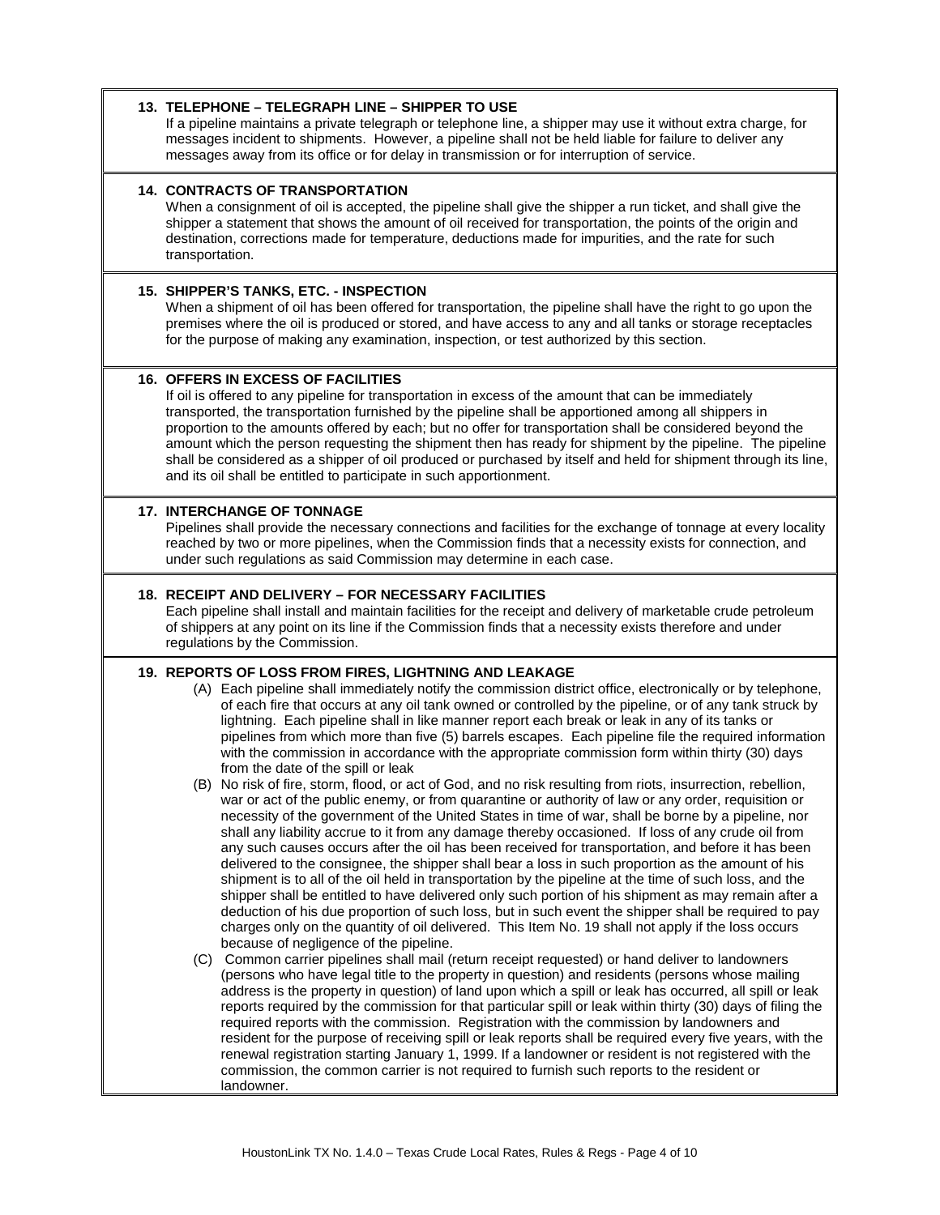### 13. TELEPHONE – TELEGRAPH LINE – SHIPPER TO USE

If a pipeline maintains a private telegraph or telephone line, a shipper may use it without extra charge, for messages incident to shipments. However, a pipeline shall not be held liable for failure to deliver any messages away from its office or for delay in transmission or for interruption of service.

### 14. CONTRACTS OF TRANSPORTATION

When a consignment of oil is accepted, the pipeline shall give the shipper a run ticket, and shall give the shipper a statement that shows the amount of oil received for transportation, the points of the origin and destination, corrections made for temperature, deductions made for impurities, and the rate for such transportation.

### 15. SHIPPER'S TANKS, ETC. - INSPECTION

When a shipment of oil has been offered for transportation, the pipeline shall have the right to go upon the premises where the oil is produced or stored, and have access to any and all tanks or storage receptacles for the purpose of making any examination, inspection, or test authorized by this section.

### 16. OFFERS IN EXCESS OF FACILITIES

If oil is offered to any pipeline for transportation in excess of the amount that can be immediately transported, the transportation furnished by the pipeline shall be apportioned among all shippers in proportion to the amounts offered by each; but no offer for transportation shall be considered beyond the amount which the person requesting the shipment then has ready for shipment by the pipeline. The pipeline shall be considered as a shipper of oil produced or purchased by itself and held for shipment through its line, and its oil shall be entitled to participate in such apportionment.

### 17. INTERCHANGE OF TONNAGE

Pipelines shall provide the necessary connections and facilities for the exchange of tonnage at every locality reached by two or more pipelines, when the Commission finds that a necessity exists for connection, and under such regulations as said Commission may determine in each case.

### 18. RECEIPT AND DELIVERY – FOR NECESSARY FACILITIES

Each pipeline shall install and maintain facilities for the receipt and delivery of marketable crude petroleum of shippers at any point on its line if the Commission finds that a necessity exists therefore and under regulations by the Commission.

### 19. REPORTS OF LOSS FROM FIRES, LIGHTNING AND LEAKAGE

(A) Each pipeline shall immediately notify the commission district office, electronically or by telephone, of each fire that occurs at any oil tank owned or controlled by the pipeline, or of any tank struck by lightning. Each pipeline shall in like manner report each break or leak in any of its tanks or pipelines from which more than five (5) barrels escapes. Each pipeline file the required information with the commission in accordance with the appropriate commission form within thirty (30) days from the date of the spill or leak

(B) No risk of fire, storm, flood, or act of God, and no risk resulting from riots, insurrection, rebellion, war or act of the public enemy, or from quarantine or authority of law or any order, requisition or necessity of the government of the United States in time of war, shall be borne by a pipeline, nor shall any liability accrue to it from any damage thereby occasioned. If loss of any crude oil from any such causes occurs after the oil has been received for transportation, and before it has been delivered to the consignee, the shipper shall bear a loss in such proportion as the amount of his shipment is to all of the oil held in transportation by the pipeline at the time of such loss, and the shipper shall be entitled to have delivered only such portion of his shipment as may remain after a deduction of his due proportion of such loss, but in such event the shipper shall be required to pay charges only on the quantity of oil delivered. This Item No. 19 shall not apply if the loss occurs because of negligence of the pipeline.

(C) Common carrier pipelines shall mail (return receipt requested) or hand deliver to landowners (persons who have legal title to the property in question) and residents (persons whose mailing address is the property in question) of land upon which a spill or leak has occurred, all spill or leak reports required by the commission for that particular spill or leak within thirty (30) days of filing the required reports with the commission. Registration with the commission by landowners and resident for the purpose of receiving spill or leak reports shall be required every five years, with the renewal registration starting January 1, 1999. If a landowner or resident is not registered with the commission, the common carrier is not required to furnish such reports to the resident or landowner.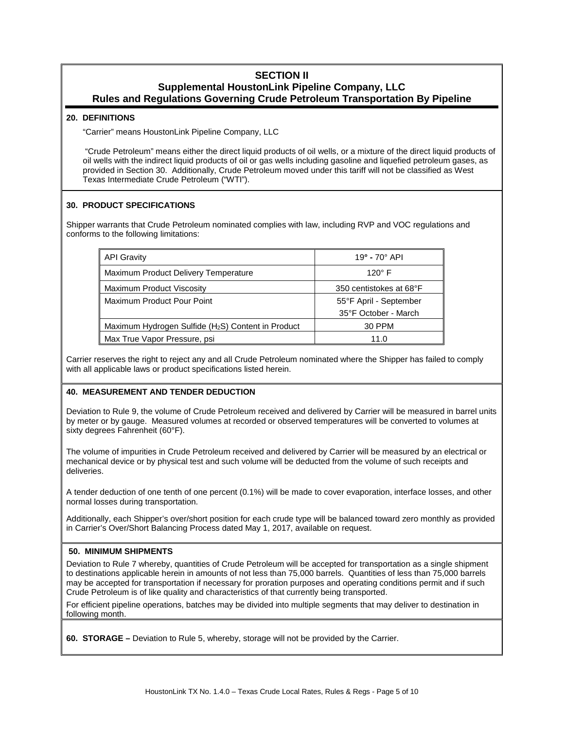## SECTION II
## Supplemental HoustonLink Pipeline Company, LLC
## Rules and Regulations Governing Crude Petroleum Transportation By Pipeline

### 20. DEFINITIONS

"Carrier" means HoustonLink Pipeline Company, LLC

"Crude Petroleum" means either the direct liquid products of oil wells, or a mixture of the direct liquid products of oil wells with the indirect liquid products of oil or gas wells including gasoline and liquefied petroleum gases, as provided in Section 30. Additionally, Crude Petroleum moved under this tariff will not be classified as West Texas Intermediate Crude Petroleum ("WTI").

### 30. PRODUCT SPECIFICATIONS

Shipper warrants that Crude Petroleum nominated complies with law, including RVP and VOC regulations and conforms to the following limitations:

| | |
|---|---|
| API Gravity | 19° - 70° API |
| Maximum Product Delivery Temperature | 120° F |
| Maximum Product Viscosity | 350 centistokes at 68°F |
| Maximum Product Pour Point | 55°F April - September<br>35°F October - March |
| Maximum Hydrogen Sulfide ($H_2S$) Content in Product | 30 PPM |
| Max True Vapor Pressure, psi | 11.0 |

Carrier reserves the right to reject any and all Crude Petroleum nominated where the Shipper has failed to comply with all applicable laws or product specifications listed herein.

### 40. MEASUREMENT AND TENDER DEDUCTION

Deviation to Rule 9, the volume of Crude Petroleum received and delivered by Carrier will be measured in barrel units by meter or by gauge. Measured volumes at recorded or observed temperatures will be converted to volumes at sixty degrees Fahrenheit (60°F).

The volume of impurities in Crude Petroleum received and delivered by Carrier will be measured by an electrical or mechanical device or by physical test and such volume will be deducted from the volume of such receipts and deliveries.

A tender deduction of one tenth of one percent (0.1%) will be made to cover evaporation, interface losses, and other normal losses during transportation.

Additionally, each Shipper's over/short position for each crude type will be balanced toward zero monthly as provided in Carrier's Over/Short Balancing Process dated May 1, 2017, available on request.

### 50. MINIMUM SHIPMENTS

Deviation to Rule 7 whereby, quantities of Crude Petroleum will be accepted for transportation as a single shipment to destinations applicable herein in amounts of not less than 75,000 barrels. Quantities of less than 75,000 barrels may be accepted for transportation if necessary for proration purposes and operating conditions permit and if such Crude Petroleum is of like quality and characteristics of that currently being transported.

For efficient pipeline operations, batches may be divided into multiple segments that may deliver to destination in following month.

**60. STORAGE –** Deviation to Rule 5, whereby, storage will not be provided by the Carrier.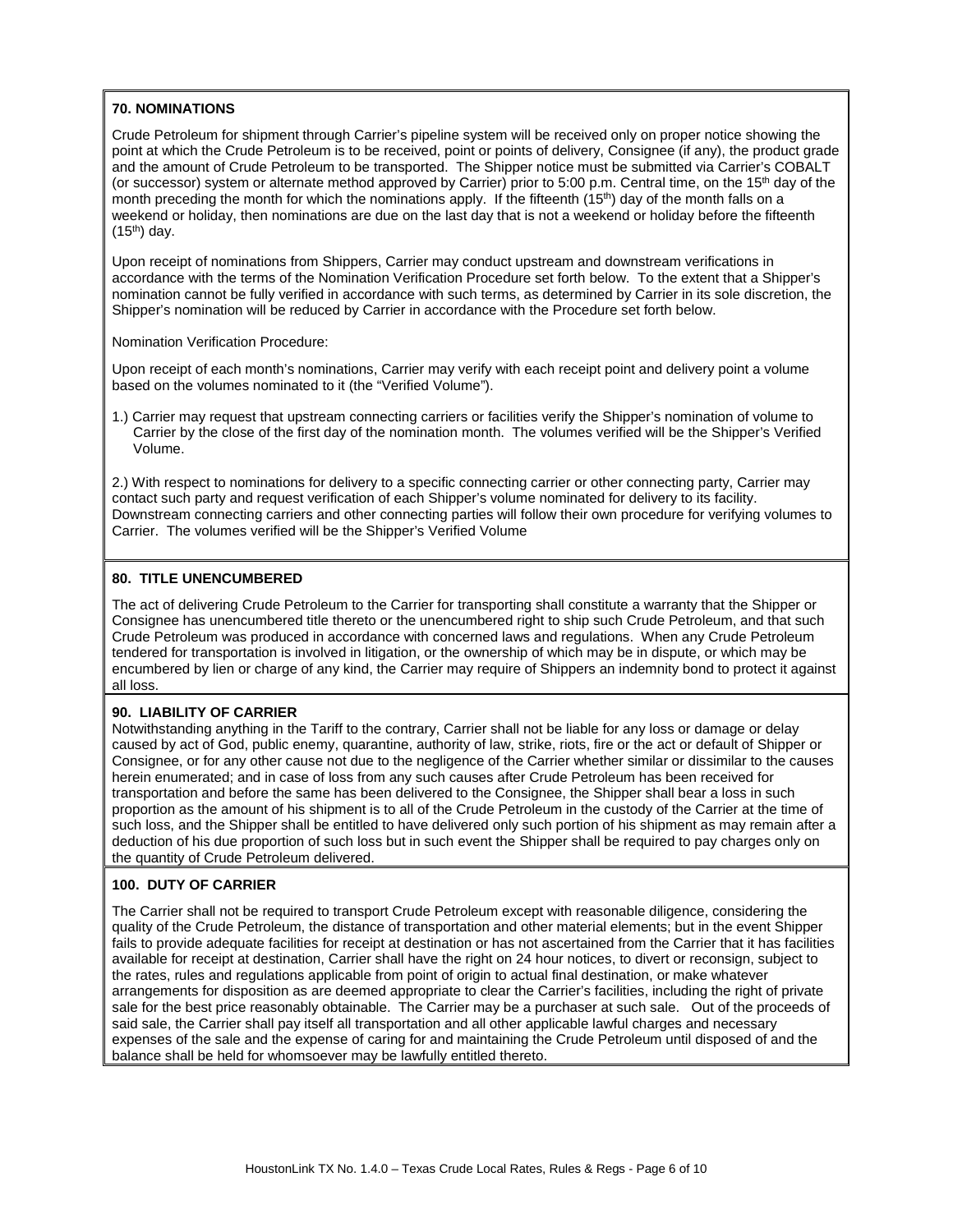## 70. NOMINATIONS

Crude Petroleum for shipment through Carrier's pipeline system will be received only on proper notice showing the point at which the Crude Petroleum is to be received, point or points of delivery, Consignee (if any), the product grade and the amount of Crude Petroleum to be transported. The Shipper notice must be submitted via Carrier's COBALT (or successor) system or alternate method approved by Carrier) prior to 5:00 p.m. Central time, on the 15th day of the month preceding the month for which the nominations apply. If the fifteenth (15th) day of the month falls on a weekend or holiday, then nominations are due on the last day that is not a weekend or holiday before the fifteenth (15th) day.

Upon receipt of nominations from Shippers, Carrier may conduct upstream and downstream verifications in accordance with the terms of the Nomination Verification Procedure set forth below. To the extent that a Shipper's nomination cannot be fully verified in accordance with such terms, as determined by Carrier in its sole discretion, the Shipper's nomination will be reduced by Carrier in accordance with the Procedure set forth below.

Nomination Verification Procedure:

Upon receipt of each month's nominations, Carrier may verify with each receipt point and delivery point a volume based on the volumes nominated to it (the "Verified Volume").

1.) Carrier may request that upstream connecting carriers or facilities verify the Shipper's nomination of volume to Carrier by the close of the first day of the nomination month. The volumes verified will be the Shipper's Verified Volume.

2.) With respect to nominations for delivery to a specific connecting carrier or other connecting party, Carrier may contact such party and request verification of each Shipper's volume nominated for delivery to its facility. Downstream connecting carriers and other connecting parties will follow their own procedure for verifying volumes to Carrier. The volumes verified will be the Shipper's Verified Volume

## 80. TITLE UNENCUMBERED

The act of delivering Crude Petroleum to the Carrier for transporting shall constitute a warranty that the Shipper or Consignee has unencumbered title thereto or the unencumbered right to ship such Crude Petroleum, and that such Crude Petroleum was produced in accordance with concerned laws and regulations. When any Crude Petroleum tendered for transportation is involved in litigation, or the ownership of which may be in dispute, or which may be encumbered by lien or charge of any kind, the Carrier may require of Shippers an indemnity bond to protect it against all loss.

## 90. LIABILITY OF CARRIER

Notwithstanding anything in the Tariff to the contrary, Carrier shall not be liable for any loss or damage or delay caused by act of God, public enemy, quarantine, authority of law, strike, riots, fire or the act or default of Shipper or Consignee, or for any other cause not due to the negligence of the Carrier whether similar or dissimilar to the causes herein enumerated; and in case of loss from any such causes after Crude Petroleum has been received for transportation and before the same has been delivered to the Consignee, the Shipper shall bear a loss in such proportion as the amount of his shipment is to all of the Crude Petroleum in the custody of the Carrier at the time of such loss, and the Shipper shall be entitled to have delivered only such portion of his shipment as may remain after a deduction of his due proportion of such loss but in such event the Shipper shall be required to pay charges only on the quantity of Crude Petroleum delivered.

## 100. DUTY OF CARRIER

The Carrier shall not be required to transport Crude Petroleum except with reasonable diligence, considering the quality of the Crude Petroleum, the distance of transportation and other material elements; but in the event Shipper fails to provide adequate facilities for receipt at destination or has not ascertained from the Carrier that it has facilities available for receipt at destination, Carrier shall have the right on 24 hour notices, to divert or reconsign, subject to the rates, rules and regulations applicable from point of origin to actual final destination, or make whatever arrangements for disposition as are deemed appropriate to clear the Carrier's facilities, including the right of private sale for the best price reasonably obtainable. The Carrier may be a purchaser at such sale. Out of the proceeds of said sale, the Carrier shall pay itself all transportation and all other applicable lawful charges and necessary expenses of the sale and the expense of caring for and maintaining the Crude Petroleum until disposed of and the balance shall be held for whomsoever may be lawfully entitled thereto.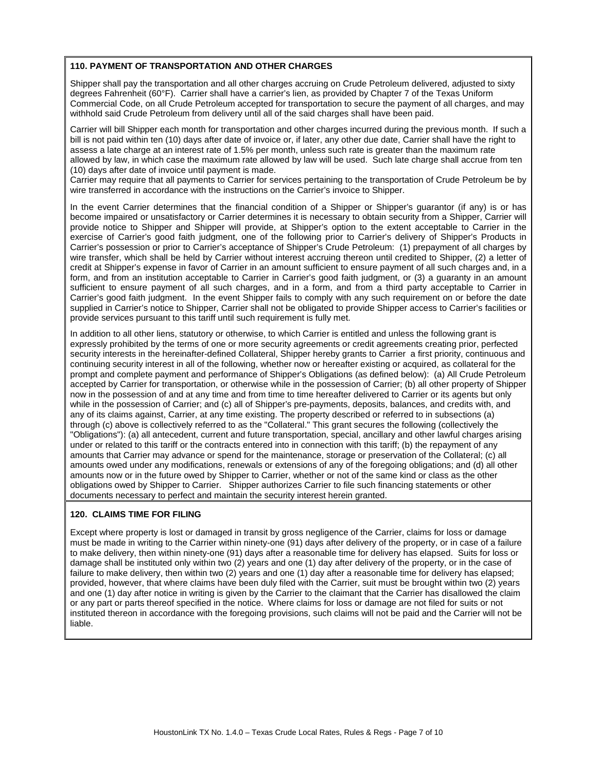### 110. PAYMENT OF TRANSPORTATION AND OTHER CHARGES

Shipper shall pay the transportation and all other charges accruing on Crude Petroleum delivered, adjusted to sixty degrees Fahrenheit (60°F). Carrier shall have a carrier's lien, as provided by Chapter 7 of the Texas Uniform Commercial Code, on all Crude Petroleum accepted for transportation to secure the payment of all charges, and may withhold said Crude Petroleum from delivery until all of the said charges shall have been paid.

Carrier will bill Shipper each month for transportation and other charges incurred during the previous month. If such a bill is not paid within ten (10) days after date of invoice or, if later, any other due date, Carrier shall have the right to assess a late charge at an interest rate of 1.5% per month, unless such rate is greater than the maximum rate allowed by law, in which case the maximum rate allowed by law will be used. Such late charge shall accrue from ten (10) days after date of invoice until payment is made.
Carrier may require that all payments to Carrier for services pertaining to the transportation of Crude Petroleum be by wire transferred in accordance with the instructions on the Carrier's invoice to Shipper.

In the event Carrier determines that the financial condition of a Shipper or Shipper's guarantor (if any) is or has become impaired or unsatisfactory or Carrier determines it is necessary to obtain security from a Shipper, Carrier will provide notice to Shipper and Shipper will provide, at Shipper's option to the extent acceptable to Carrier in the exercise of Carrier's good faith judgment, one of the following prior to Carrier's delivery of Shipper's Products in Carrier's possession or prior to Carrier's acceptance of Shipper's Crude Petroleum: (1) prepayment of all charges by wire transfer, which shall be held by Carrier without interest accruing thereon until credited to Shipper, (2) a letter of credit at Shipper's expense in favor of Carrier in an amount sufficient to ensure payment of all such charges and, in a form, and from an institution acceptable to Carrier in Carrier's good faith judgment, or (3) a guaranty in an amount sufficient to ensure payment of all such charges, and in a form, and from a third party acceptable to Carrier in Carrier's good faith judgment. In the event Shipper fails to comply with any such requirement on or before the date supplied in Carrier's notice to Shipper, Carrier shall not be obligated to provide Shipper access to Carrier's facilities or provide services pursuant to this tariff until such requirement is fully met.

In addition to all other liens, statutory or otherwise, to which Carrier is entitled and unless the following grant is expressly prohibited by the terms of one or more security agreements or credit agreements creating prior, perfected security interests in the hereinafter-defined Collateral, Shipper hereby grants to Carrier a first priority, continuous and continuing security interest in all of the following, whether now or hereafter existing or acquired, as collateral for the prompt and complete payment and performance of Shipper's Obligations (as defined below): (a) All Crude Petroleum accepted by Carrier for transportation, or otherwise while in the possession of Carrier; (b) all other property of Shipper now in the possession of and at any time and from time to time hereafter delivered to Carrier or its agents but only while in the possession of Carrier; and (c) all of Shipper's pre-payments, deposits, balances, and credits with, and any of its claims against, Carrier, at any time existing. The property described or referred to in subsections (a) through (c) above is collectively referred to as the "Collateral." This grant secures the following (collectively the "Obligations"): (a) all antecedent, current and future transportation, special, ancillary and other lawful charges arising under or related to this tariff or the contracts entered into in connection with this tariff; (b) the repayment of any amounts that Carrier may advance or spend for the maintenance, storage or preservation of the Collateral; (c) all amounts owed under any modifications, renewals or extensions of any of the foregoing obligations; and (d) all other amounts now or in the future owed by Shipper to Carrier, whether or not of the same kind or class as the other obligations owed by Shipper to Carrier. Shipper authorizes Carrier to file such financing statements or other documents necessary to perfect and maintain the security interest herein granted.

### 120. CLAIMS TIME FOR FILING

Except where property is lost or damaged in transit by gross negligence of the Carrier, claims for loss or damage must be made in writing to the Carrier within ninety-one (91) days after delivery of the property, or in case of a failure to make delivery, then within ninety-one (91) days after a reasonable time for delivery has elapsed. Suits for loss or damage shall be instituted only within two (2) years and one (1) day after delivery of the property, or in the case of failure to make delivery, then within two (2) years and one (1) day after a reasonable time for delivery has elapsed; provided, however, that where claims have been duly filed with the Carrier, suit must be brought within two (2) years and one (1) day after notice in writing is given by the Carrier to the claimant that the Carrier has disallowed the claim or any part or parts thereof specified in the notice. Where claims for loss or damage are not filed for suits or not instituted thereon in accordance with the foregoing provisions, such claims will not be paid and the Carrier will not be liable.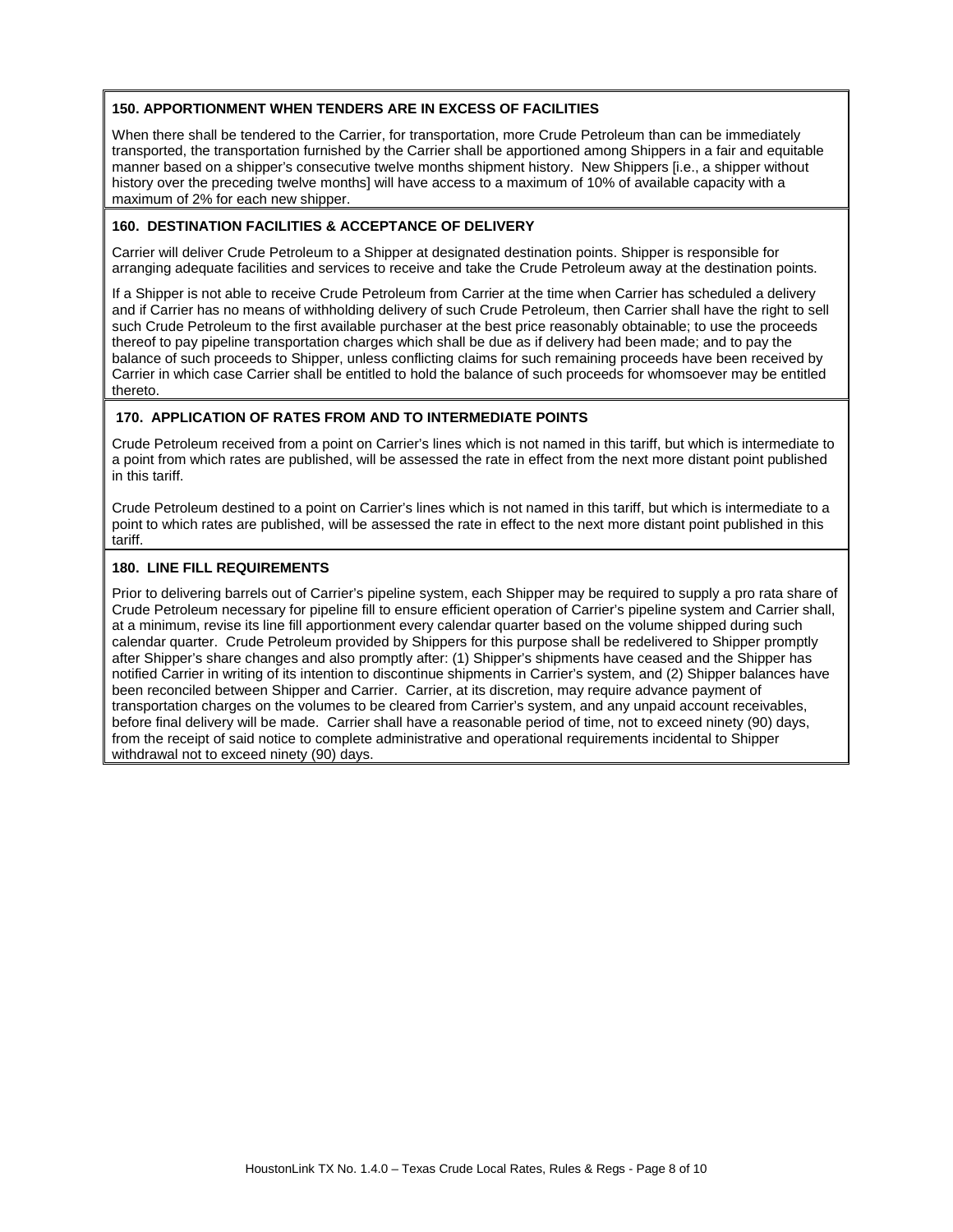### 150. APPORTIONMENT WHEN TENDERS ARE IN EXCESS OF FACILITIES

When there shall be tendered to the Carrier, for transportation, more Crude Petroleum than can be immediately transported, the transportation furnished by the Carrier shall be apportioned among Shippers in a fair and equitable manner based on a shipper's consecutive twelve months shipment history. New Shippers [i.e., a shipper without history over the preceding twelve months] will have access to a maximum of 10% of available capacity with a maximum of 2% for each new shipper.

### 160. DESTINATION FACILITIES & ACCEPTANCE OF DELIVERY

Carrier will deliver Crude Petroleum to a Shipper at designated destination points. Shipper is responsible for arranging adequate facilities and services to receive and take the Crude Petroleum away at the destination points.

If a Shipper is not able to receive Crude Petroleum from Carrier at the time when Carrier has scheduled a delivery and if Carrier has no means of withholding delivery of such Crude Petroleum, then Carrier shall have the right to sell such Crude Petroleum to the first available purchaser at the best price reasonably obtainable; to use the proceeds thereof to pay pipeline transportation charges which shall be due as if delivery had been made; and to pay the balance of such proceeds to Shipper, unless conflicting claims for such remaining proceeds have been received by Carrier in which case Carrier shall be entitled to hold the balance of such proceeds for whomsoever may be entitled thereto.

### 170. APPLICATION OF RATES FROM AND TO INTERMEDIATE POINTS

Crude Petroleum received from a point on Carrier's lines which is not named in this tariff, but which is intermediate to a point from which rates are published, will be assessed the rate in effect from the next more distant point published in this tariff.

Crude Petroleum destined to a point on Carrier's lines which is not named in this tariff, but which is intermediate to a point to which rates are published, will be assessed the rate in effect to the next more distant point published in this tariff.

### 180. LINE FILL REQUIREMENTS

Prior to delivering barrels out of Carrier's pipeline system, each Shipper may be required to supply a pro rata share of Crude Petroleum necessary for pipeline fill to ensure efficient operation of Carrier's pipeline system and Carrier shall, at a minimum, revise its line fill apportionment every calendar quarter based on the volume shipped during such calendar quarter. Crude Petroleum provided by Shippers for this purpose shall be redelivered to Shipper promptly after Shipper's share changes and also promptly after: (1) Shipper's shipments have ceased and the Shipper has notified Carrier in writing of its intention to discontinue shipments in Carrier's system, and (2) Shipper balances have been reconciled between Shipper and Carrier. Carrier, at its discretion, may require advance payment of transportation charges on the volumes to be cleared from Carrier's system, and any unpaid account receivables, before final delivery will be made. Carrier shall have a reasonable period of time, not to exceed ninety (90) days, from the receipt of said notice to complete administrative and operational requirements incidental to Shipper withdrawal not to exceed ninety (90) days.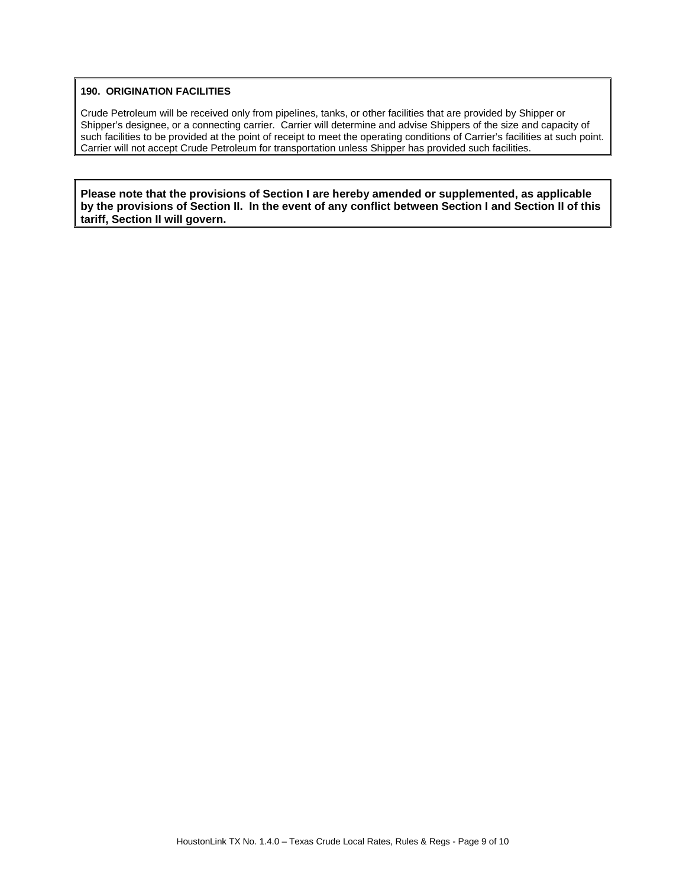**190. ORIGINATION FACILITIES**

Crude Petroleum will be received only from pipelines, tanks, or other facilities that are provided by Shipper or Shipper's designee, or a connecting carrier. Carrier will determine and advise Shippers of the size and capacity of such facilities to be provided at the point of receipt to meet the operating conditions of Carrier's facilities at such point. Carrier will not accept Crude Petroleum for transportation unless Shipper has provided such facilities.

**Please note that the provisions of Section I are hereby amended or supplemented, as applicable by the provisions of Section II. In the event of any conflict between Section I and Section II of this tariff, Section II will govern.**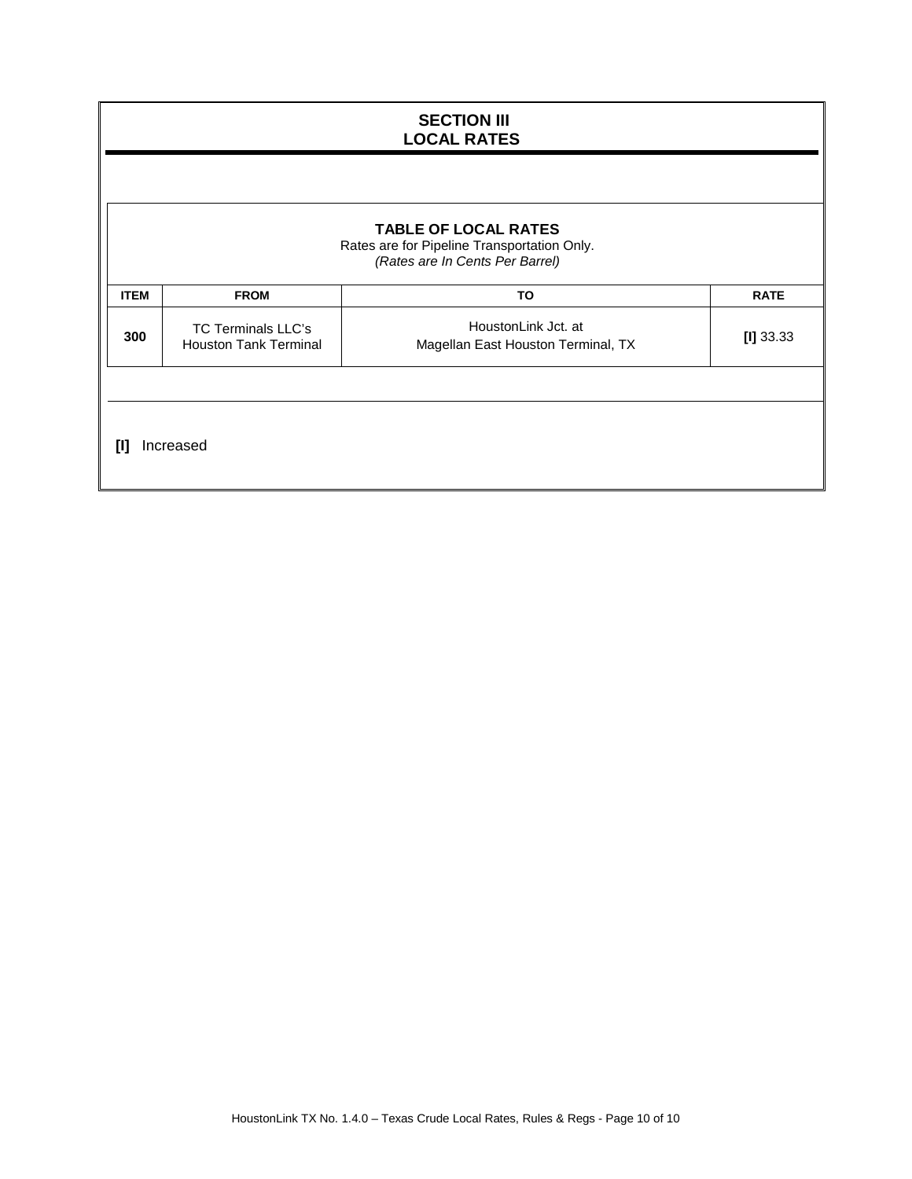## SECTION III
## LOCAL RATES

### TABLE OF LOCAL RATES

Rates are for Pipeline Transportation Only.

*(Rates are In Cents Per Barrel)*

| ITEM | FROM | TO | RATE |
|---|---|---|---|
| **300** | TC Terminals LLC's Houston Tank Terminal | HoustonLink Jct. at Magellan East Houston Terminal, TX | **[I]** 33.33 |

**[I]** Increased